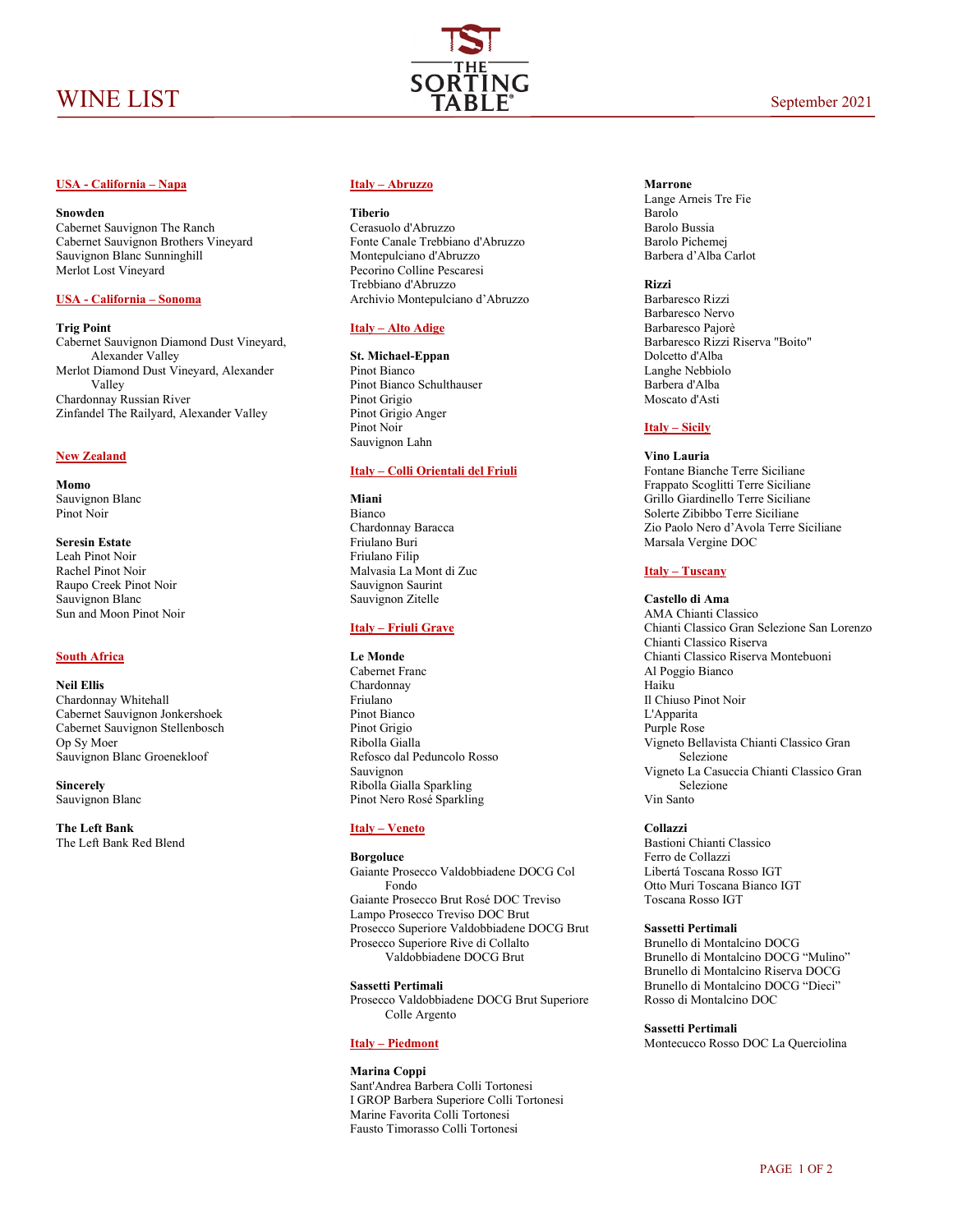# WINE LIST

September 2021

## USA - California – Napa

**Snowden**
Cabernet Sauvignon The Ranch
Cabernet Sauvignon Brothers Vineyard
Sauvignon Blanc Sunninghill
Merlot Lost Vineyard

## USA - California – Sonoma

**Trig Point**
Cabernet Sauvignon Diamond Dust Vineyard, Alexander Valley
Merlot Diamond Dust Vineyard, Alexander Valley
Chardonnay Russian River
Zinfandel The Railyard, Alexander Valley

## New Zealand

**Momo**
Sauvignon Blanc
Pinot Noir

**Seresin Estate**
Leah Pinot Noir
Rachel Pinot Noir
Raupo Creek Pinot Noir
Sauvignon Blanc
Sun and Moon Pinot Noir

## South Africa

**Neil Ellis**
Chardonnay Whitehall
Cabernet Sauvignon Jonkershoek
Cabernet Sauvignon Stellenbosch
Op Sy Moer
Sauvignon Blanc Groenekloof

**Sincerely**
Sauvignon Blanc

**The Left Bank**
The Left Bank Red Blend

## Italy – Abruzzo

**Tiberio**
Cerasuolo d'Abruzzo
Fonte Canale Trebbiano d'Abruzzo
Montepulciano d'Abruzzo
Pecorino Colline Pescaresi
Trebbiano d'Abruzzo
Archivio Montepulciano d'Abruzzo

## Italy – Alto Adige

**St. Michael-Eppan**
Pinot Bianco
Pinot Bianco Schulthauser
Pinot Grigio
Pinot Grigio Anger
Pinot Noir
Sauvignon Lahn

## Italy – Colli Orientali del Friuli

**Miani**
Bianco
Chardonnay Baracca
Friulano Buri
Friulano Filip
Malvasia La Mont di Zuc
Sauvignon Saurint
Sauvignon Zitelle

## Italy – Friuli Grave

**Le Monde**
Cabernet Franc
Chardonnay
Friulano
Pinot Bianco
Pinot Grigio
Ribolla Gialla
Refosco dal Peduncolo Rosso
Sauvignon
Ribolla Gialla Sparkling
Pinot Nero Rosé Sparkling

## Italy – Veneto

**Borgoluce**
Gaiante Prosecco Valdobbiadene DOCG Col Fondo
Gaiante Prosecco Brut Rosé DOC Treviso
Lampo Prosecco Treviso DOC Brut
Prosecco Superiore Valdobbiadene DOCG Brut
Prosecco Superiore Rive di Collalto Valdobbiadene DOCG Brut

**Sassetti Pertimali**
Prosecco Valdobbiadene DOCG Brut Superiore Colle Argento

## Italy – Piedmont

**Marina Coppi**
Sant'Andrea Barbera Colli Tortonesi
I GROP Barbera Superiore Colli Tortonesi
Marine Favorita Colli Tortonesi
Fausto Timorasso Colli Tortonesi

**Marrone**
Lange Arneis Tre Fie
Barolo
Barolo Bussia
Barolo Pichemej
Barbera d'Alba Carlot

**Rizzi**
Barbaresco Rizzi
Barbaresco Nervo
Barbaresco Pajorè
Barbaresco Rizzi Riserva "Boito"
Dolcetto d'Alba
Langhe Nebbiolo
Barbera d'Alba
Moscato d'Asti

## Italy – Sicily

**Vino Lauria**
Fontane Bianche Terre Siciliane
Frappato Scoglitti Terre Siciliane
Grillo Giardinello Terre Siciliane
Solerte Zibibbo Terre Siciliane
Zio Paolo Nero d'Avola Terre Siciliane
Marsala Vergine DOC

## Italy – Tuscany

**Castello di Ama**
AMA Chianti Classico
Chianti Classico Gran Selezione San Lorenzo
Chianti Classico Riserva
Chianti Classico Riserva Montebuoni
Al Poggio Bianco
Haiku
Il Chiuso Pinot Noir
L'Apparita
Purple Rose
Vigneto Bellavista Chianti Classico Gran Selezione
Vigneto La Casuccia Chianti Classico Gran Selezione
Vin Santo

**Collazzi**
Bastioni Chianti Classico
Ferro de Collazzi
Libertá Toscana Rosso IGT
Otto Muri Toscana Bianco IGT
Toscana Rosso IGT

**Sassetti Pertimali**
Brunello di Montalcino DOCG
Brunello di Montalcino DOCG "Mulino"
Brunello di Montalcino Riserva DOCG
Brunello di Montalcino DOCG "Dieci"
Rosso di Montalcino DOC

**Sassetti Pertimali**
Montecucco Rosso DOC La Querciolina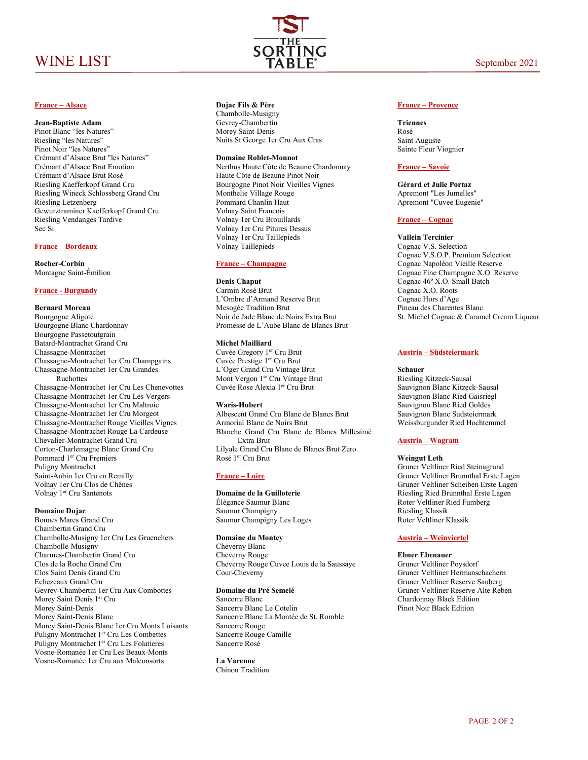# WINE LIST

THE SORTING TABLE®

September 2021

## France – Alsace

**Jean-Baptiste Adam**
Pinot Blanc “les Natures”
Riesling “les Natures”
Pinot Noir “les Natures”
Crémant d’Alsace Brut "les Natures”
Crémant d’Alsace Brut Emotion
Crémant d’Alsace Brut Rosé
Riesling Kaefferkopf Grand Cru
Riesling Wineck Schlossberg Grand Cru
Riesling Letzenberg
Gewurztraminer Kaefferkopf Grand Cru
Riesling Vendanges Tardive
Sec Si

## France – Bordeaux

**Rocher-Corbin**
Montagne Saint-Émilion

## France - Burgundy

**Bernard Moreau**
Bourgogne Aligote
Bourgogne Blanc Chardonnay
Bourgogne Passetoutgrain
Batard-Montrachet Grand Cru
Chassagne-Montrachet
Chassagne-Montrachet 1er Cru Champgains
Chassagne-Montrachet 1er Cru Grandes Ruchottes
Chassagne-Montrachet 1er Cru Les Chenevottes
Chassagne-Montrachet 1er Cru Les Vergers
Chassagne-Montrachet 1er Cru Maltroie
Chassagne-Montrachet 1er Cru Morgeot
Chassagne-Montrachet Rouge Vieilles Vignes
Chassagne-Montrachet Rouge La Cardeuse
Chevalier-Montrachet Grand Cru
Corton-Charlemagne Blanc Grand Cru
Pommard 1er Cru Fremiers
Puligny Montrachet
Saint-Aubin 1er Cru en Remilly
Volnay 1er Cru Clos de Chênes
Volnay 1er Cru Santenots

**Domaine Dujac**
Bonnes Mares Grand Cru
Chambertin Grand Cru
Chambolle-Musigny 1er Cru Les Gruenchers
Chambolle-Musigny
Charmes-Chambertin Grand Cru
Clos de la Roche Grand Cru
Clos Saint Denis Grand Cru
Echezeaux Grand Cru
Gevrey-Chambertin 1er Cru Aux Combottes
Morey Saint Denis 1er Cru
Morey Saint-Denis
Morey Saint-Denis Blanc
Morey Saint-Denis Blanc 1er Cru Monts Luisants
Puligny Montrachet 1er Cru Les Combettes
Puligny Montrachet 1er Cru Les Folatieres
Vosne-Romanée 1er Cru Les Beaux-Monts
Vosne-Romanée 1er Cru aux Malconsorts

**Dujac Fils & Père**
Chambolle-Musigny
Gevrey-Chambertin
Morey Saint-Denis
Nuits St George 1er Cru Aux Cras

**Domaine Roblet-Monnot**
Nerthus Haute Côte de Beaune Chardonnay
Haute Côte de Beaune Pinot Noir
Bourgogne Pinot Noir Vieilles Vignes
Monthelie Village Rouge
Pommard Chanlin Haut
Volnay Saint Francois
Volnay 1er Cru Brouillards
Volnay 1er Cru Pitures Dessus
Volnay 1er Cru Taillepieds
Volnay Taillepieds

## France – Champagne

**Denis Chaput**
Carmin Rosé Brut
L’Ombre d’Armand Reserve Brut
Mesogée Tradition Brut
Noir de Jade Blanc de Noirs Extra Brut
Promesse de L’Aube Blanc de Blancs Brut

**Michel Mailliard**
Cuvée Gregory 1er Cru Brut
Cuvée Prestige 1er Cru Brut
L’Oger Grand Cru Vintage Brut
Mont Vergon 1er Cru Vintage Brut
Cuvée Rose Alexia 1er Cru Brut

**Waris-Hubert**
Albescent Grand Cru Blanc de Blancs Brut
Armorial Blanc de Noirs Brut
Blanche Grand Cru Blanc de Blancs Millesimé Extra Brut
Lilyale Grand Cru Blanc de Blancs Brut Zero
Rosé 1er Cru Brut

## France – Loire

**Domaine de la Guilloterie**
Élégance Saumur Blanc
Saumur Champigny
Saumur Champigny Les Loges

**Domaine du Montcy**
Cheverny Blanc
Cheverny Rouge
Cheverny Rouge Cuvee Louis de la Saussaye
Cour-Cheverny

**Domaine du Pré Semelé**
Sancerre Blanc
Sancerre Blanc Le Cotelin
Sancerre Blanc La Montée de St. Romble
Sancerre Rouge
Sancerre Rouge Camille
Sancerre Rosé

**La Varenne**
Chinon Tradition

## France – Provence

**Triennes**
Rosé
Saint Auguste
Sainte Fleur Viognier

## France – Savoie

**Gérard et Julie Portaz**
Apremont "Les Jumelles"
Apremont "Cuvee Eugenie"

## France – Cognac

**Vallein Tercinier**
Cognac V.S. Selection
Cognac V.S.O.P. Premium Selection
Cognac Napoléon Vieille Reserve
Cognac Fine Champagne X.O. Reserve
Cognac 46º X.O. Small Batch
Cognac X.O. Roots
Cognac Hors d’Age
Pineau des Charentes Blanc
St. Michel Cognac & Caramel Cream Liqueur

## Austria – Südsteiermark

**Schauer**
Riesling Kitzeck-Sausal
Sauvignon Blanc Kitzeck-Sausal
Sauvignon Blanc Ried Gaisriegl
Sauvignon Blanc Ried Goldes
Sauvignon Blanc Sudsteiermark
Weissburgunder Ried Hochtemmel

## Austria – Wagram

**Weingut Leth**
Gruner Veltliner Ried Steinagrund
Gruner Veltliner Brunnthal Erste Lagen
Gruner Veltliner Scheiben Erste Lagen
Riesling Ried Brunnthal Erste Lagen
Roter Veltliner Ried Fumberg
Riesling Klassik
Roter Veltliner Klassik

## Austria – Weinviertel

**Ebner Ebenauer**
Gruner Veltliner Poysdorf
Gruner Veltliner Hermanschachern
Gruner Veltliner Reserve Sauberg
Gruner Veltliner Reserve Alte Reben
Chardonnay Black Edition
Pinot Noir Black Edition